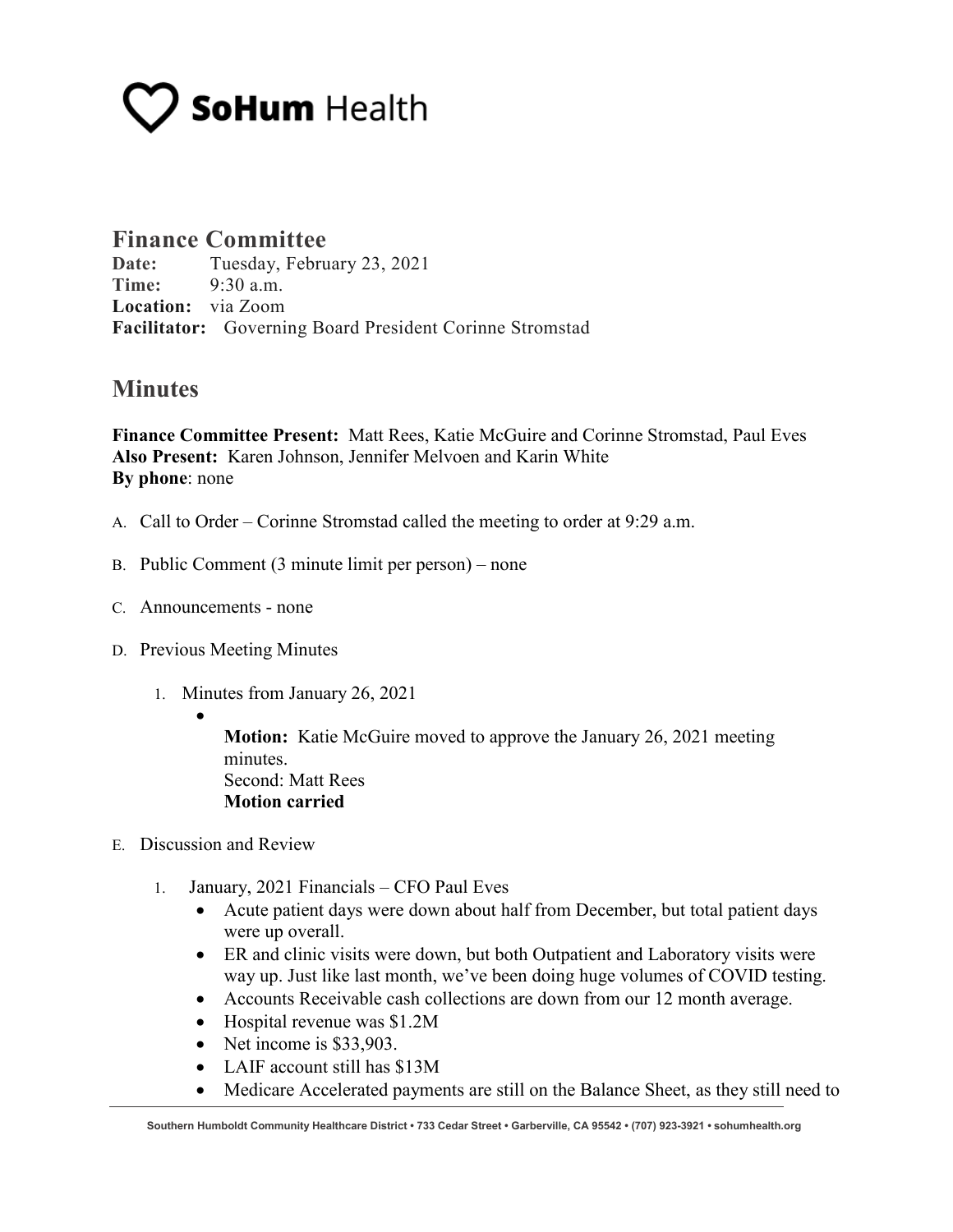SoHum Health

# Finance Committee

**Date:** Tuesday, February 23, 2021
**Time:** 9:30 a.m.
**Location:** via Zoom
**Facilitator:** Governing Board President Corinne Stromstad

## Minutes

**Finance Committee Present:** Matt Rees, Katie McGuire and Corinne Stromstad, Paul Eves
**Also Present:** Karen Johnson, Jennifer Melvoen and Karin White
**By phone**: none

A. Call to Order – Corinne Stromstad called the meeting to order at 9:29 a.m.

B. Public Comment (3 minute limit per person) – none

C. Announcements - none

D. Previous Meeting Minutes

1. Minutes from January 26, 2021
   - **Motion:** Katie McGuire moved to approve the January 26, 2021 meeting minutes.
     Second: Matt Rees
     **Motion carried**

E. Discussion and Review

1. January, 2021 Financials – CFO Paul Eves
   - Acute patient days were down about half from December, but total patient days were up overall.
   - ER and clinic visits were down, but both Outpatient and Laboratory visits were way up. Just like last month, we've been doing huge volumes of COVID testing.
   - Accounts Receivable cash collections are down from our 12 month average.
   - Hospital revenue was $1.2M
   - Net income is $33,903.
   - LAIF account still has $13M
   - Medicare Accelerated payments are still on the Balance Sheet, as they still need to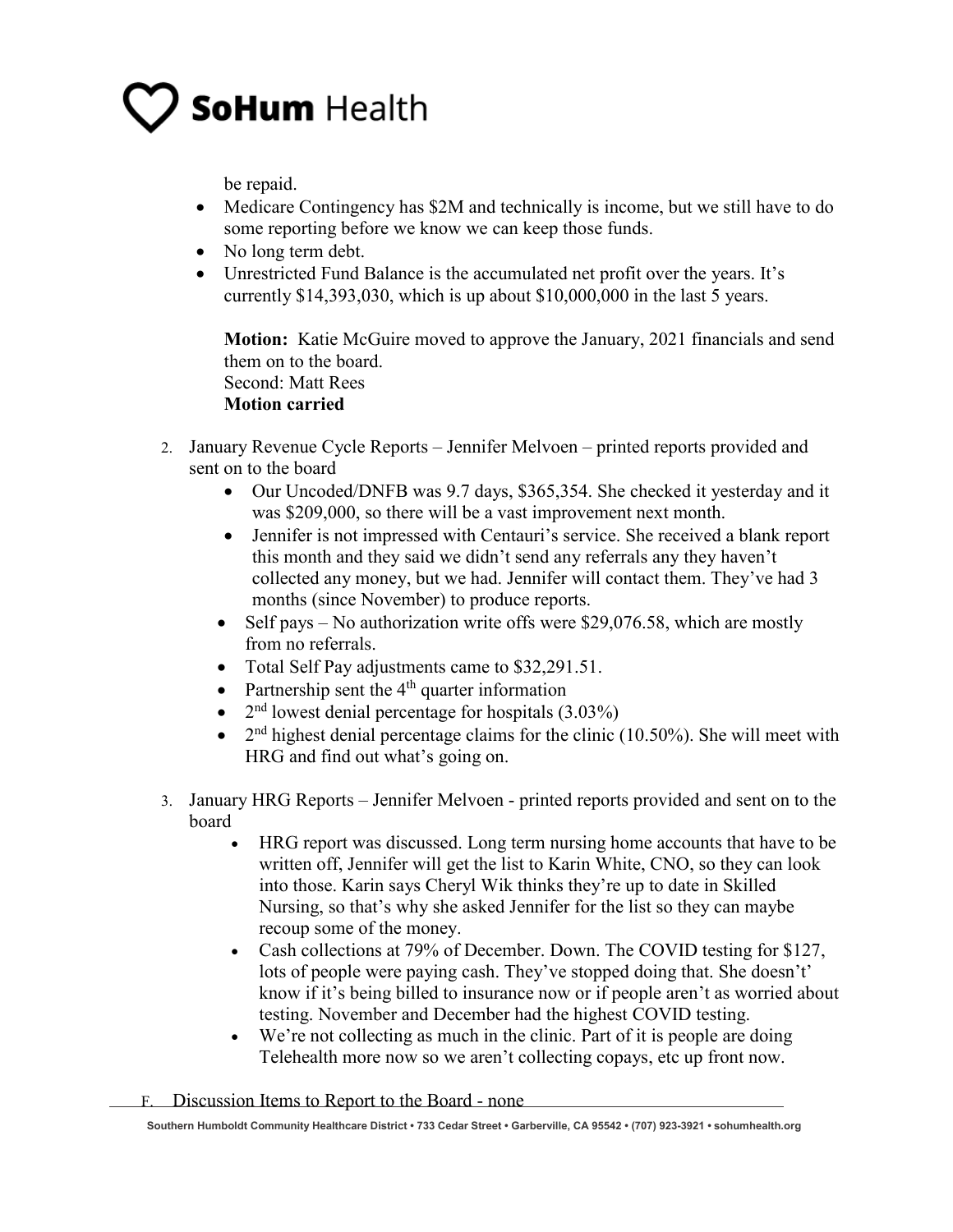be repaid.

- Medicare Contingency has $2M and technically is income, but we still have to do some reporting before we know we can keep those funds.
- No long term debt.
- Unrestricted Fund Balance is the accumulated net profit over the years. It's currently $14,393,030, which is up about $10,000,000 in the last 5 years.

  **Motion:** Katie McGuire moved to approve the January, 2021 financials and send them on to the board.
  Second: Matt Rees
  **Motion carried**

2. January Revenue Cycle Reports – Jennifer Melvoen – printed reports provided and sent on to the board
   - Our Uncoded/DNFB was 9.7 days, $365,354. She checked it yesterday and it was $209,000, so there will be a vast improvement next month.
   - Jennifer is not impressed with Centauri's service. She received a blank report this month and they said we didn't send any referrals any they haven't collected any money, but we had. Jennifer will contact them. They've had 3 months (since November) to produce reports.
   - Self pays – No authorization write offs were $29,076.58, which are mostly from no referrals.
   - Total Self Pay adjustments came to $32,291.51.
   - Partnership sent the 4th quarter information
   - 2nd lowest denial percentage for hospitals (3.03%)
   - 2nd highest denial percentage claims for the clinic (10.50%). She will meet with HRG and find out what's going on.

3. January HRG Reports – Jennifer Melvoen - printed reports provided and sent on to the board
   - HRG report was discussed. Long term nursing home accounts that have to be written off, Jennifer will get the list to Karin White, CNO, so they can look into those. Karin says Cheryl Wik thinks they're up to date in Skilled Nursing, so that's why she asked Jennifer for the list so they can maybe recoup some of the money.
   - Cash collections at 79% of December. Down. The COVID testing for $127, lots of people were paying cash. They've stopped doing that. She doesn't' know if it's being billed to insurance now or if people aren't as worried about testing. November and December had the highest COVID testing.
   - We're not collecting as much in the clinic. Part of it is people are doing Telehealth more now so we aren't collecting copays, etc up front now.

F. Discussion Items to Report to the Board - none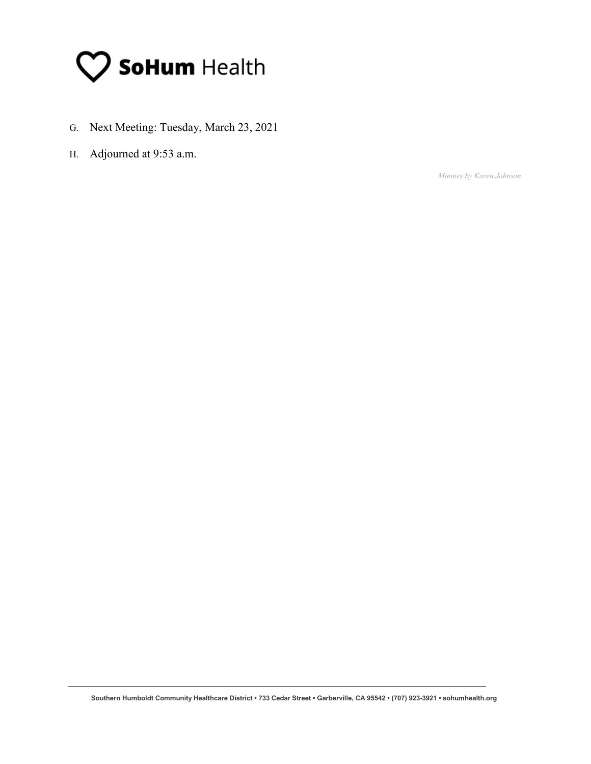G. Next Meeting: Tuesday, March 23, 2021

H. Adjourned at 9:53 a.m.

*Minutes by Karen Johnson*